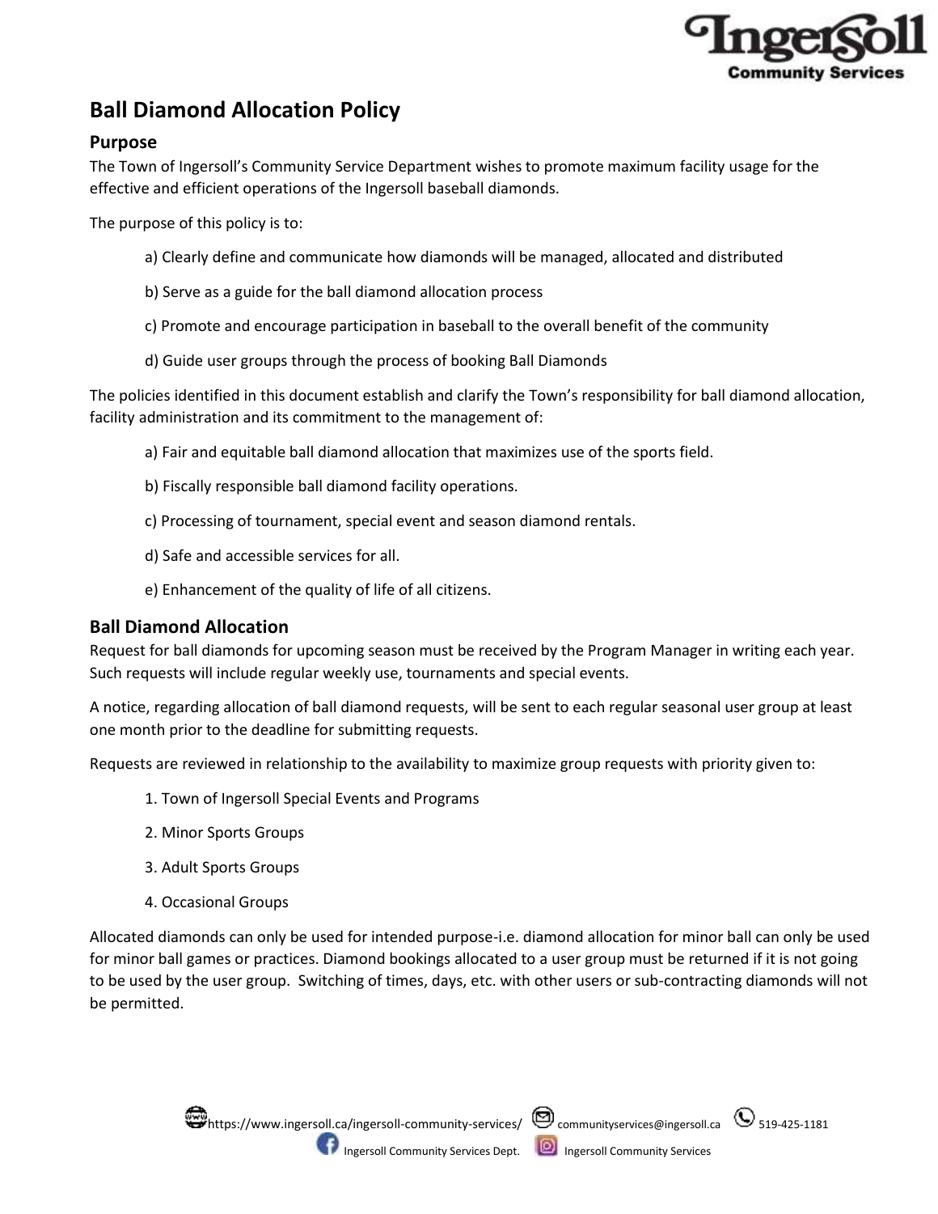# Ball Diamond Allocation Policy

## Purpose

The Town of Ingersoll's Community Service Department wishes to promote maximum facility usage for the effective and efficient operations of the Ingersoll baseball diamonds.

The purpose of this policy is to:

a) Clearly define and communicate how diamonds will be managed, allocated and distributed

b) Serve as a guide for the ball diamond allocation process

c) Promote and encourage participation in baseball to the overall benefit of the community

d) Guide user groups through the process of booking Ball Diamonds

The policies identified in this document establish and clarify the Town's responsibility for ball diamond allocation, facility administration and its commitment to the management of:

a) Fair and equitable ball diamond allocation that maximizes use of the sports field.

b) Fiscally responsible ball diamond facility operations.

c) Processing of tournament, special event and season diamond rentals.

d) Safe and accessible services for all.

e) Enhancement of the quality of life of all citizens.

## Ball Diamond Allocation

Request for ball diamonds for upcoming season must be received by the Program Manager in writing each year. Such requests will include regular weekly use, tournaments and special events.

A notice, regarding allocation of ball diamond requests, will be sent to each regular seasonal user group at least one month prior to the deadline for submitting requests.

Requests are reviewed in relationship to the availability to maximize group requests with priority given to:

1. Town of Ingersoll Special Events and Programs
2. Minor Sports Groups
3. Adult Sports Groups
4. Occasional Groups

Allocated diamonds can only be used for intended purpose-i.e. diamond allocation for minor ball can only be used for minor ball games or practices. Diamond bookings allocated to a user group must be returned if it is not going to be used by the user group. Switching of times, days, etc. with other users or sub-contracting diamonds will not be permitted.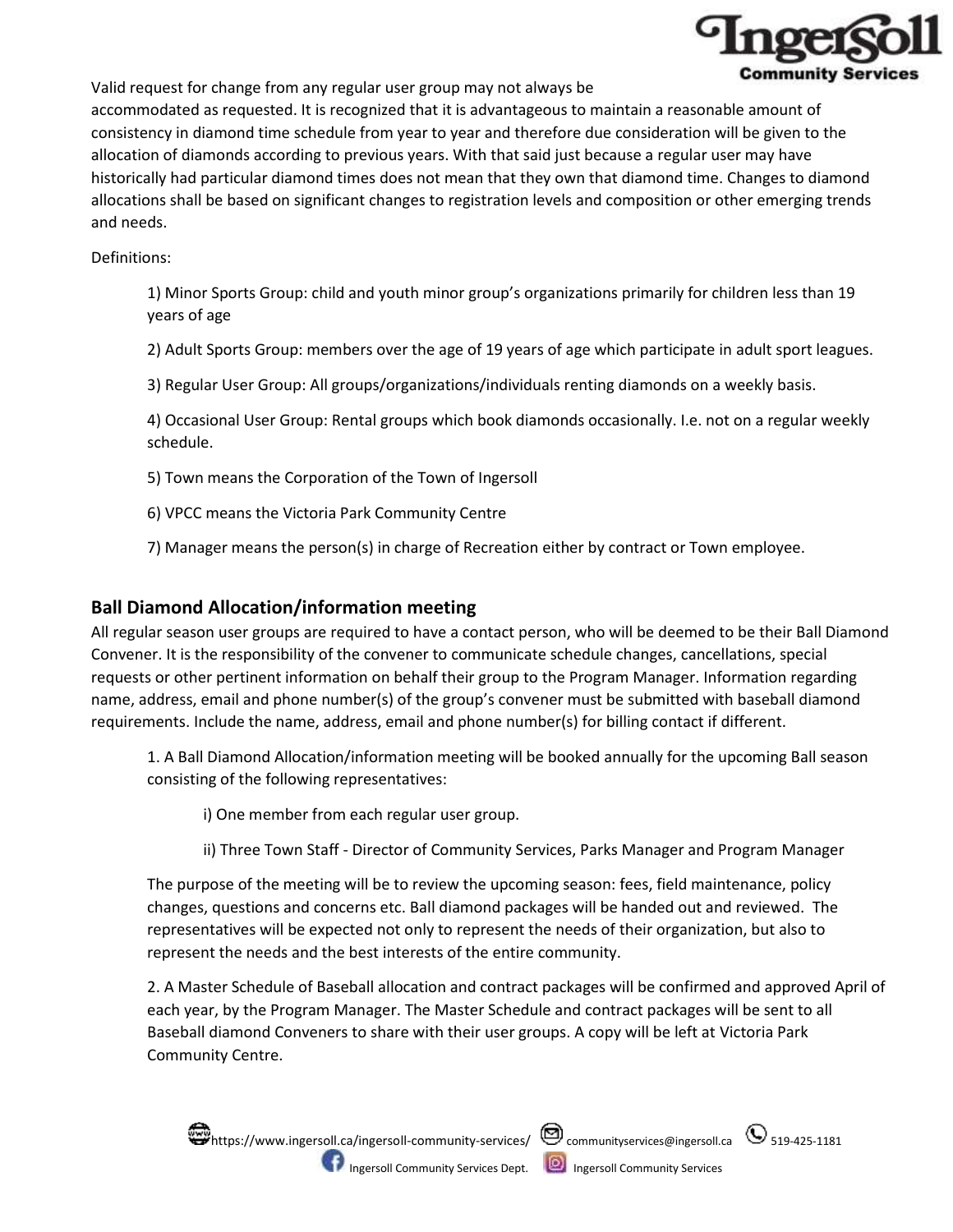Valid request for change from any regular user group may not always be accommodated as requested. It is recognized that it is advantageous to maintain a reasonable amount of consistency in diamond time schedule from year to year and therefore due consideration will be given to the allocation of diamonds according to previous years. With that said just because a regular user may have historically had particular diamond times does not mean that they own that diamond time. Changes to diamond allocations shall be based on significant changes to registration levels and composition or other emerging trends and needs.

Definitions:

1) Minor Sports Group: child and youth minor group's organizations primarily for children less than 19 years of age

2) Adult Sports Group: members over the age of 19 years of age which participate in adult sport leagues.

3) Regular User Group: All groups/organizations/individuals renting diamonds on a weekly basis.

4) Occasional User Group: Rental groups which book diamonds occasionally. I.e. not on a regular weekly schedule.

5) Town means the Corporation of the Town of Ingersoll

6) VPCC means the Victoria Park Community Centre

7) Manager means the person(s) in charge of Recreation either by contract or Town employee.

## Ball Diamond Allocation/information meeting

All regular season user groups are required to have a contact person, who will be deemed to be their Ball Diamond Convener. It is the responsibility of the convener to communicate schedule changes, cancellations, special requests or other pertinent information on behalf their group to the Program Manager. Information regarding name, address, email and phone number(s) of the group's convener must be submitted with baseball diamond requirements. Include the name, address, email and phone number(s) for billing contact if different.

1. A Ball Diamond Allocation/information meeting will be booked annually for the upcoming Ball season consisting of the following representatives:

   i) One member from each regular user group.

   ii) Three Town Staff - Director of Community Services, Parks Manager and Program Manager

   The purpose of the meeting will be to review the upcoming season: fees, field maintenance, policy changes, questions and concerns etc. Ball diamond packages will be handed out and reviewed. The representatives will be expected not only to represent the needs of their organization, but also to represent the needs and the best interests of the entire community.

2. A Master Schedule of Baseball allocation and contract packages will be confirmed and approved April of each year, by the Program Manager. The Master Schedule and contract packages will be sent to all Baseball diamond Conveners to share with their user groups. A copy will be left at Victoria Park Community Centre.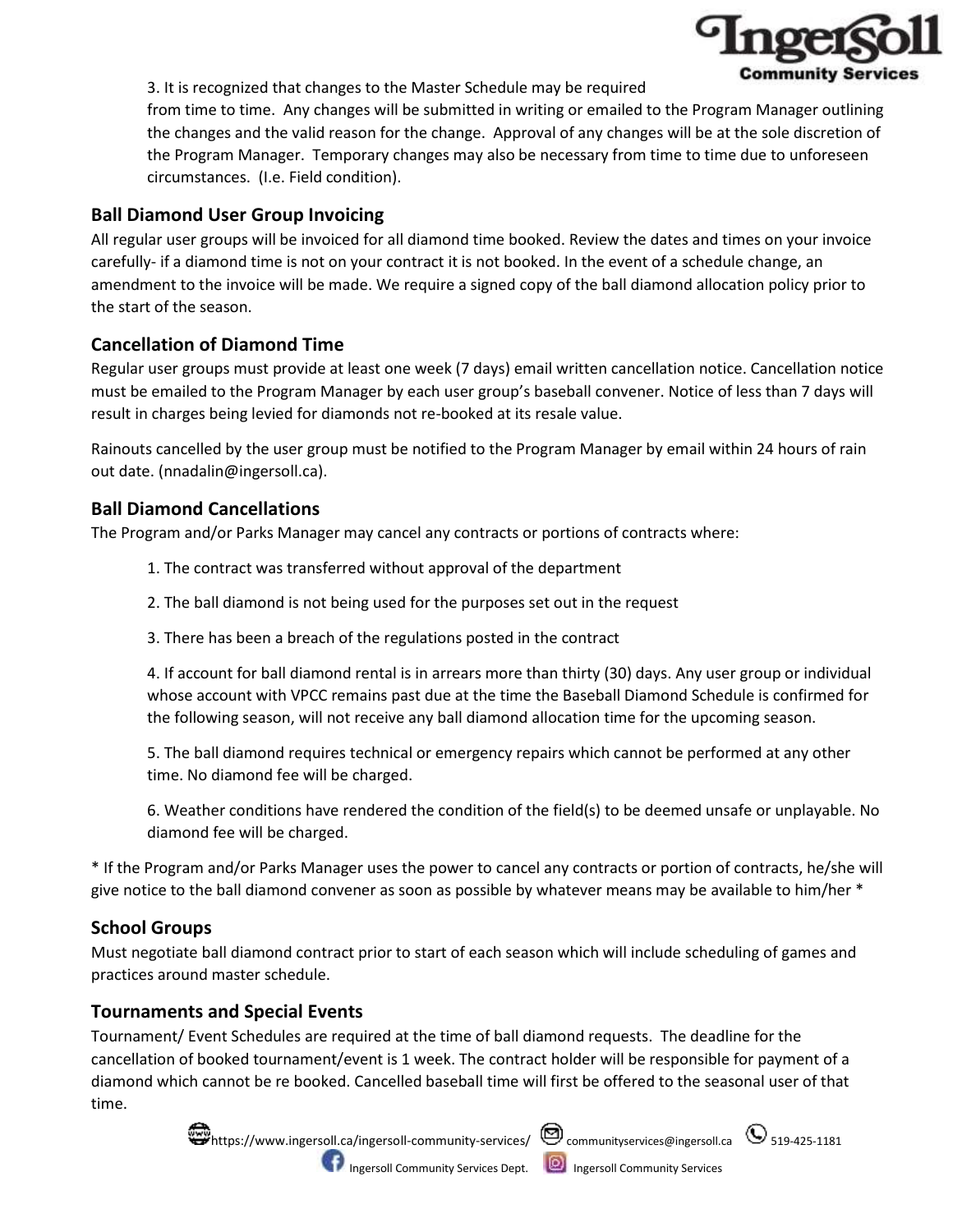3. It is recognized that changes to the Master Schedule may be required from time to time. Any changes will be submitted in writing or emailed to the Program Manager outlining the changes and the valid reason for the change. Approval of any changes will be at the sole discretion of the Program Manager. Temporary changes may also be necessary from time to time due to unforeseen circumstances. (I.e. Field condition).

## Ball Diamond User Group Invoicing

All regular user groups will be invoiced for all diamond time booked. Review the dates and times on your invoice carefully- if a diamond time is not on your contract it is not booked. In the event of a schedule change, an amendment to the invoice will be made. We require a signed copy of the ball diamond allocation policy prior to the start of the season.

## Cancellation of Diamond Time

Regular user groups must provide at least one week (7 days) email written cancellation notice. Cancellation notice must be emailed to the Program Manager by each user group's baseball convener. Notice of less than 7 days will result in charges being levied for diamonds not re-booked at its resale value.

Rainouts cancelled by the user group must be notified to the Program Manager by email within 24 hours of rain out date. (nnadalin@ingersoll.ca).

## Ball Diamond Cancellations

The Program and/or Parks Manager may cancel any contracts or portions of contracts where:

1. The contract was transferred without approval of the department
2. The ball diamond is not being used for the purposes set out in the request
3. There has been a breach of the regulations posted in the contract
4. If account for ball diamond rental is in arrears more than thirty (30) days. Any user group or individual whose account with VPCC remains past due at the time the Baseball Diamond Schedule is confirmed for the following season, will not receive any ball diamond allocation time for the upcoming season.
5. The ball diamond requires technical or emergency repairs which cannot be performed at any other time. No diamond fee will be charged.
6. Weather conditions have rendered the condition of the field(s) to be deemed unsafe or unplayable. No diamond fee will be charged.

* If the Program and/or Parks Manager uses the power to cancel any contracts or portion of contracts, he/she will give notice to the ball diamond convener as soon as possible by whatever means may be available to him/her *

## School Groups

Must negotiate ball diamond contract prior to start of each season which will include scheduling of games and practices around master schedule.

## Tournaments and Special Events

Tournament/ Event Schedules are required at the time of ball diamond requests. The deadline for the cancellation of booked tournament/event is 1 week. The contract holder will be responsible for payment of a diamond which cannot be re booked. Cancelled baseball time will first be offered to the seasonal user of that time.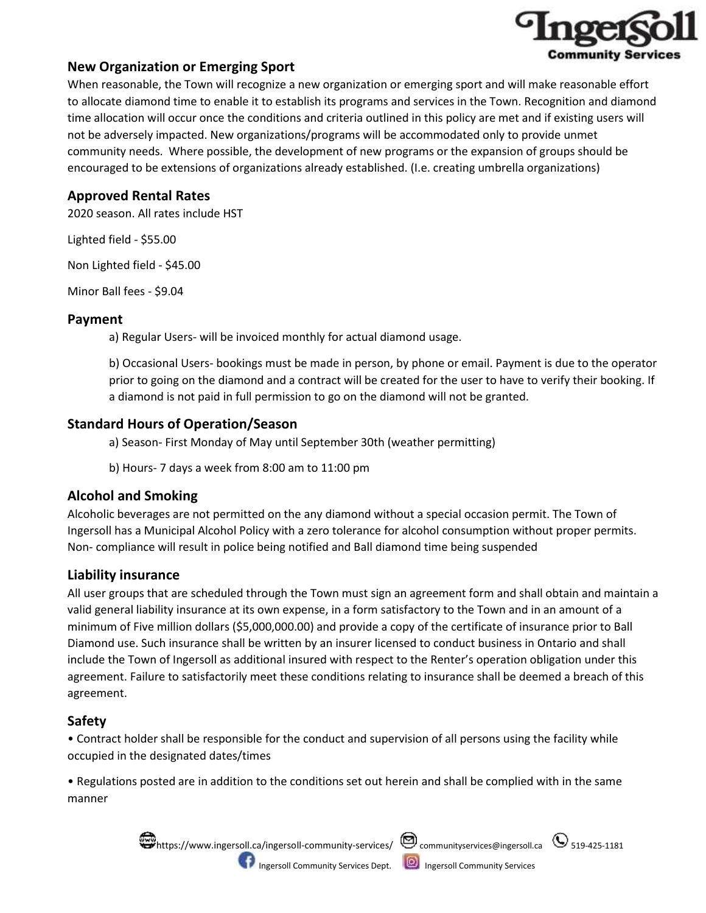## New Organization or Emerging Sport

When reasonable, the Town will recognize a new organization or emerging sport and will make reasonable effort to allocate diamond time to enable it to establish its programs and services in the Town. Recognition and diamond time allocation will occur once the conditions and criteria outlined in this policy are met and if existing users will not be adversely impacted. New organizations/programs will be accommodated only to provide unmet community needs. Where possible, the development of new programs or the expansion of groups should be encouraged to be extensions of organizations already established. (I.e. creating umbrella organizations)

## Approved Rental Rates

2020 season. All rates include HST

Lighted field - $55.00

Non Lighted field - $45.00

Minor Ball fees - $9.04

## Payment

a) Regular Users- will be invoiced monthly for actual diamond usage.

b) Occasional Users- bookings must be made in person, by phone or email. Payment is due to the operator prior to going on the diamond and a contract will be created for the user to have to verify their booking. If a diamond is not paid in full permission to go on the diamond will not be granted.

## Standard Hours of Operation/Season

a) Season- First Monday of May until September 30th (weather permitting)

b) Hours- 7 days a week from 8:00 am to 11:00 pm

## Alcohol and Smoking

Alcoholic beverages are not permitted on the any diamond without a special occasion permit. The Town of Ingersoll has a Municipal Alcohol Policy with a zero tolerance for alcohol consumption without proper permits. Non- compliance will result in police being notified and Ball diamond time being suspended

## Liability insurance

All user groups that are scheduled through the Town must sign an agreement form and shall obtain and maintain a valid general liability insurance at its own expense, in a form satisfactory to the Town and in an amount of a minimum of Five million dollars ($5,000,000.00) and provide a copy of the certificate of insurance prior to Ball Diamond use. Such insurance shall be written by an insurer licensed to conduct business in Ontario and shall include the Town of Ingersoll as additional insured with respect to the Renter's operation obligation under this agreement. Failure to satisfactorily meet these conditions relating to insurance shall be deemed a breach of this agreement.

## Safety

- Contract holder shall be responsible for the conduct and supervision of all persons using the facility while occupied in the designated dates/times
- Regulations posted are in addition to the conditions set out herein and shall be complied with in the same manner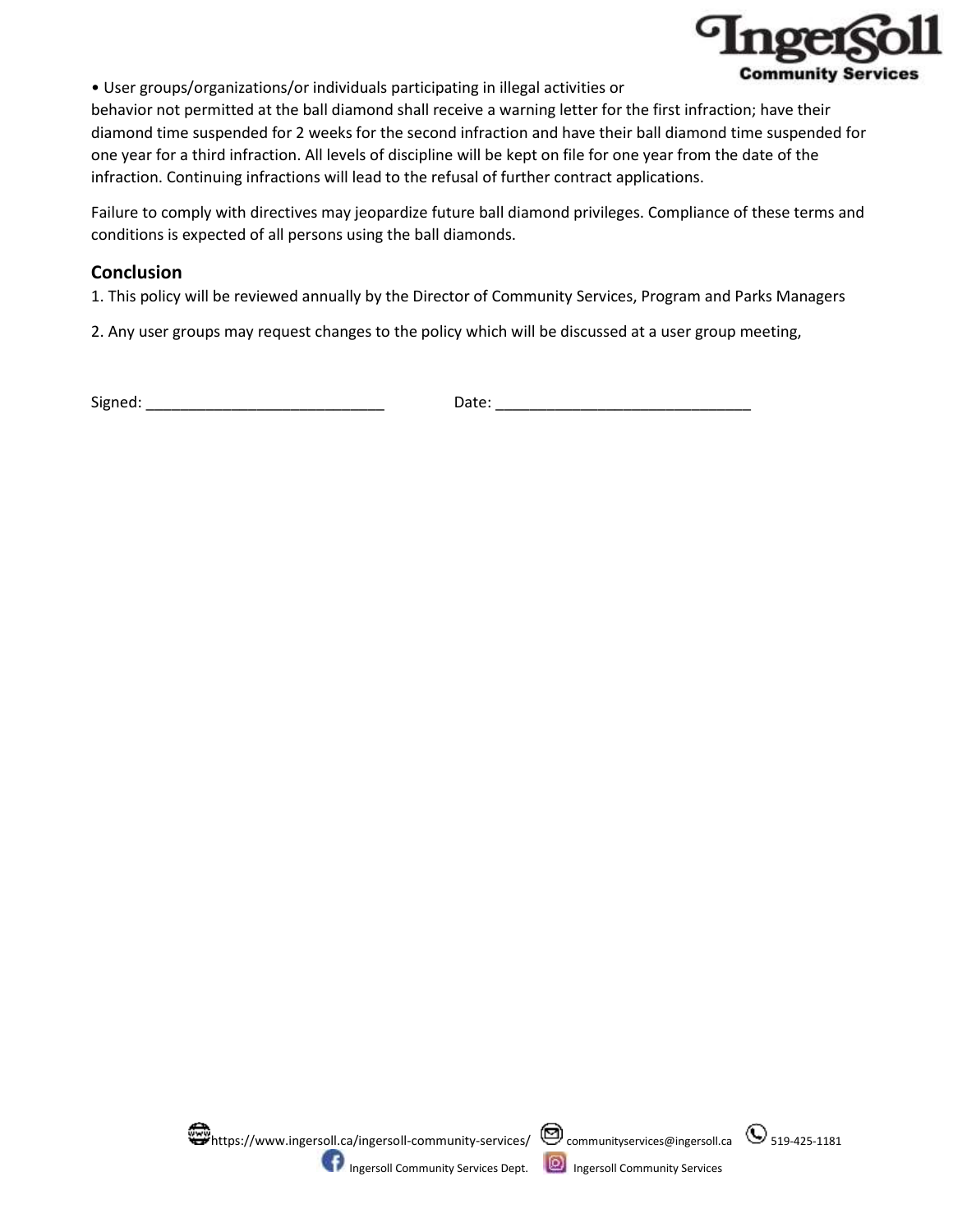• User groups/organizations/or individuals participating in illegal activities or behavior not permitted at the ball diamond shall receive a warning letter for the first infraction; have their diamond time suspended for 2 weeks for the second infraction and have their ball diamond time suspended for one year for a third infraction. All levels of discipline will be kept on file for one year from the date of the infraction. Continuing infractions will lead to the refusal of further contract applications.

Failure to comply with directives may jeopardize future ball diamond privileges. Compliance of these terms and conditions is expected of all persons using the ball diamonds.

## Conclusion

1. This policy will be reviewed annually by the Director of Community Services, Program and Parks Managers

2. Any user groups may request changes to the policy which will be discussed at a user group meeting,

Signed: ____________________________ Date: ______________________________